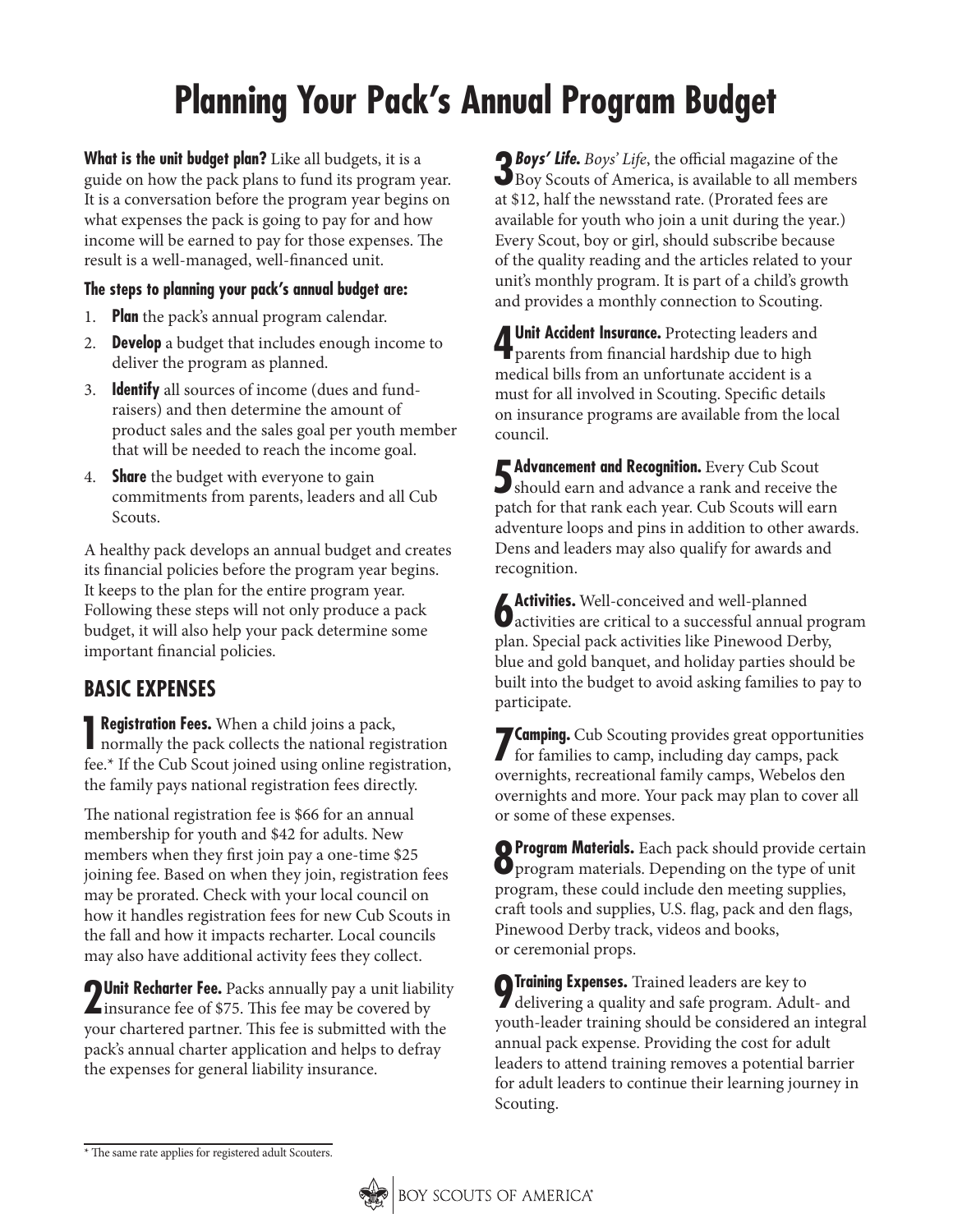# Planning Your Pack's Annual Program Budget

**What is the unit budget plan?** Like all budgets, it is a guide on how the pack plans to fund its program year. It is a conversation before the program year begins on what expenses the pack is going to pay for and how income will be earned to pay for those expenses. The result is a well-managed, well-financed unit.

**The steps to planning your pack's annual budget are:**

1. **Plan** the pack's annual program calendar.
2. **Develop** a budget that includes enough income to deliver the program as planned.
3. **Identify** all sources of income (dues and fund-raisers) and then determine the amount of product sales and the sales goal per youth member that will be needed to reach the income goal.
4. **Share** the budget with everyone to gain commitments from parents, leaders and all Cub Scouts.

A healthy pack develops an annual budget and creates its financial policies before the program year begins. It keeps to the plan for the entire program year. Following these steps will not only produce a pack budget, it will also help your pack determine some important financial policies.

## BASIC EXPENSES

**1 Registration Fees.** When a child joins a pack, normally the pack collects the national registration fee.* If the Cub Scout joined using online registration, the family pays national registration fees directly.

The national registration fee is $66 for an annual membership for youth and $42 for adults. New members when they first join pay a one-time $25 joining fee. Based on when they join, registration fees may be prorated. Check with your local council on how it handles registration fees for new Cub Scouts in the fall and how it impacts recharter. Local councils may also have additional activity fees they collect.

**2 Unit Recharter Fee.** Packs annually pay a unit liability insurance fee of $75. This fee may be covered by your chartered partner. This fee is submitted with the pack's annual charter application and helps to defray the expenses for general liability insurance.

**3 *Boys' Life.*** *Boys' Life*, the official magazine of the Boy Scouts of America, is available to all members at $12, half the newsstand rate. (Prorated fees are available for youth who join a unit during the year.) Every Scout, boy or girl, should subscribe because of the quality reading and the articles related to your unit's monthly program. It is part of a child's growth and provides a monthly connection to Scouting.

**4 Unit Accident Insurance.** Protecting leaders and parents from financial hardship due to high medical bills from an unfortunate accident is a must for all involved in Scouting. Specific details on insurance programs are available from the local council.

**5 Advancement and Recognition.** Every Cub Scout should earn and advance a rank and receive the patch for that rank each year. Cub Scouts will earn adventure loops and pins in addition to other awards. Dens and leaders may also qualify for awards and recognition.

**6 Activities.** Well-conceived and well-planned activities are critical to a successful annual program plan. Special pack activities like Pinewood Derby, blue and gold banquet, and holiday parties should be built into the budget to avoid asking families to pay to participate.

**7 Camping.** Cub Scouting provides great opportunities for families to camp, including day camps, pack overnights, recreational family camps, Webelos den overnights and more. Your pack may plan to cover all or some of these expenses.

**8 Program Materials.** Each pack should provide certain program materials. Depending on the type of unit program, these could include den meeting supplies, craft tools and supplies, U.S. flag, pack and den flags, Pinewood Derby track, videos and books, or ceremonial props.

**9 Training Expenses.** Trained leaders are key to delivering a quality and safe program. Adult- and youth-leader training should be considered an integral annual pack expense. Providing the cost for adult leaders to attend training removes a potential barrier for adult leaders to continue their learning journey in Scouting.

---

\* The same rate applies for registered adult Scouters.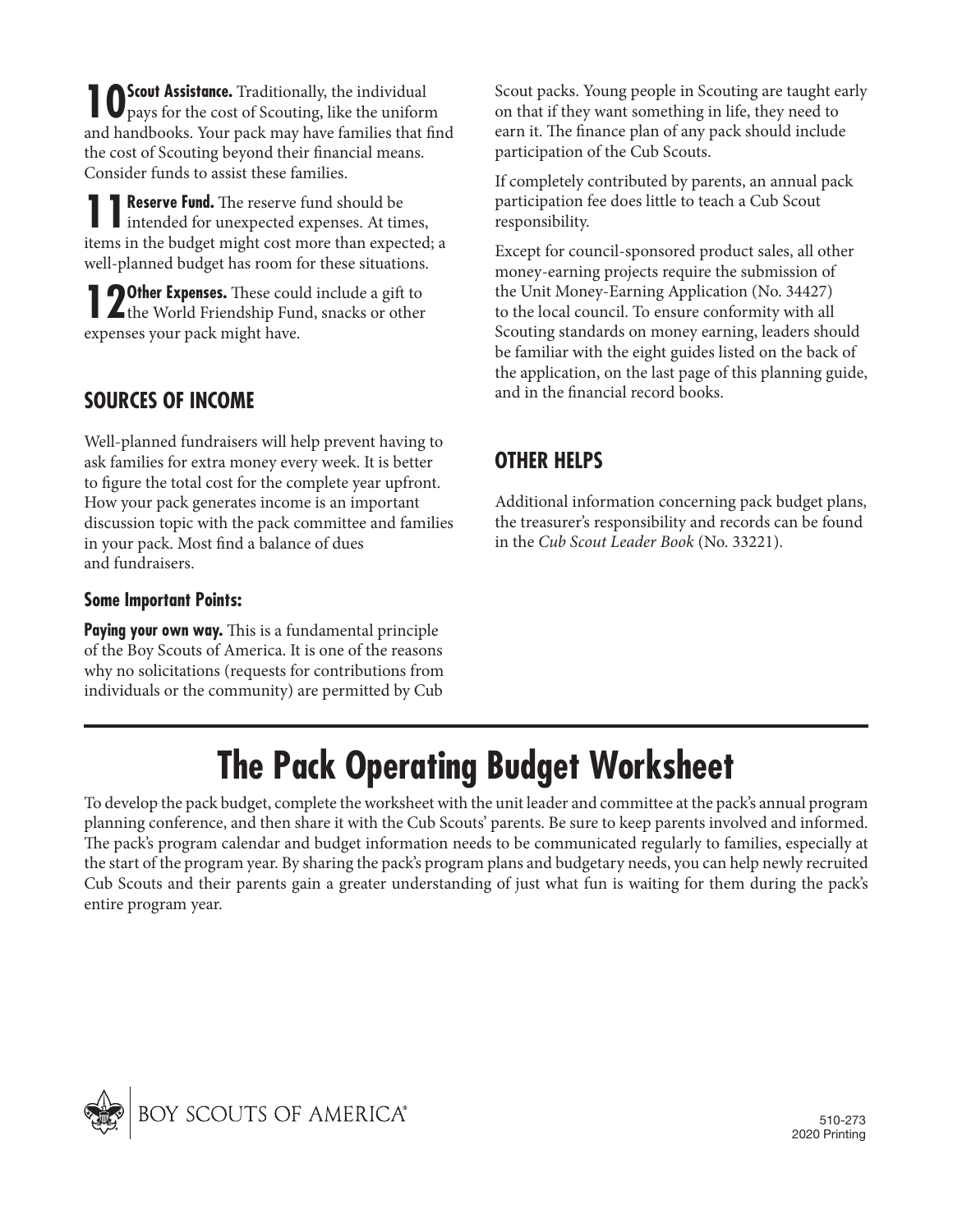**10 Scout Assistance.** Traditionally, the individual pays for the cost of Scouting, like the uniform and handbooks. Your pack may have families that find the cost of Scouting beyond their financial means. Consider funds to assist these families.

**11 Reserve Fund.** The reserve fund should be intended for unexpected expenses. At times, items in the budget might cost more than expected; a well-planned budget has room for these situations.

**12 Other Expenses.** These could include a gift to the World Friendship Fund, snacks or other expenses your pack might have.

## SOURCES OF INCOME

Well-planned fundraisers will help prevent having to ask families for extra money every week. It is better to figure the total cost for the complete year upfront. How your pack generates income is an important discussion topic with the pack committee and families in your pack. Most find a balance of dues and fundraisers.

### Some Important Points:

**Paying your own way.** This is a fundamental principle of the Boy Scouts of America. It is one of the reasons why no solicitations (requests for contributions from individuals or the community) are permitted by Cub Scout packs. Young people in Scouting are taught early on that if they want something in life, they need to earn it. The finance plan of any pack should include participation of the Cub Scouts.

If completely contributed by parents, an annual pack participation fee does little to teach a Cub Scout responsibility.

Except for council-sponsored product sales, all other money-earning projects require the submission of the Unit Money-Earning Application (No. 34427) to the local council. To ensure conformity with all Scouting standards on money earning, leaders should be familiar with the eight guides listed on the back of the application, on the last page of this planning guide, and in the financial record books.

## OTHER HELPS

Additional information concerning pack budget plans, the treasurer's responsibility and records can be found in the *Cub Scout Leader Book* (No. 33221).

# The Pack Operating Budget Worksheet

To develop the pack budget, complete the worksheet with the unit leader and committee at the pack's annual program planning conference, and then share it with the Cub Scouts' parents. Be sure to keep parents involved and informed. The pack's program calendar and budget information needs to be communicated regularly to families, especially at the start of the program year. By sharing the pack's program plans and budgetary needs, you can help newly recruited Cub Scouts and their parents gain a greater understanding of just what fun is waiting for them during the pack's entire program year.

BOY SCOUTS OF AMERICA®

510-273
2020 Printing